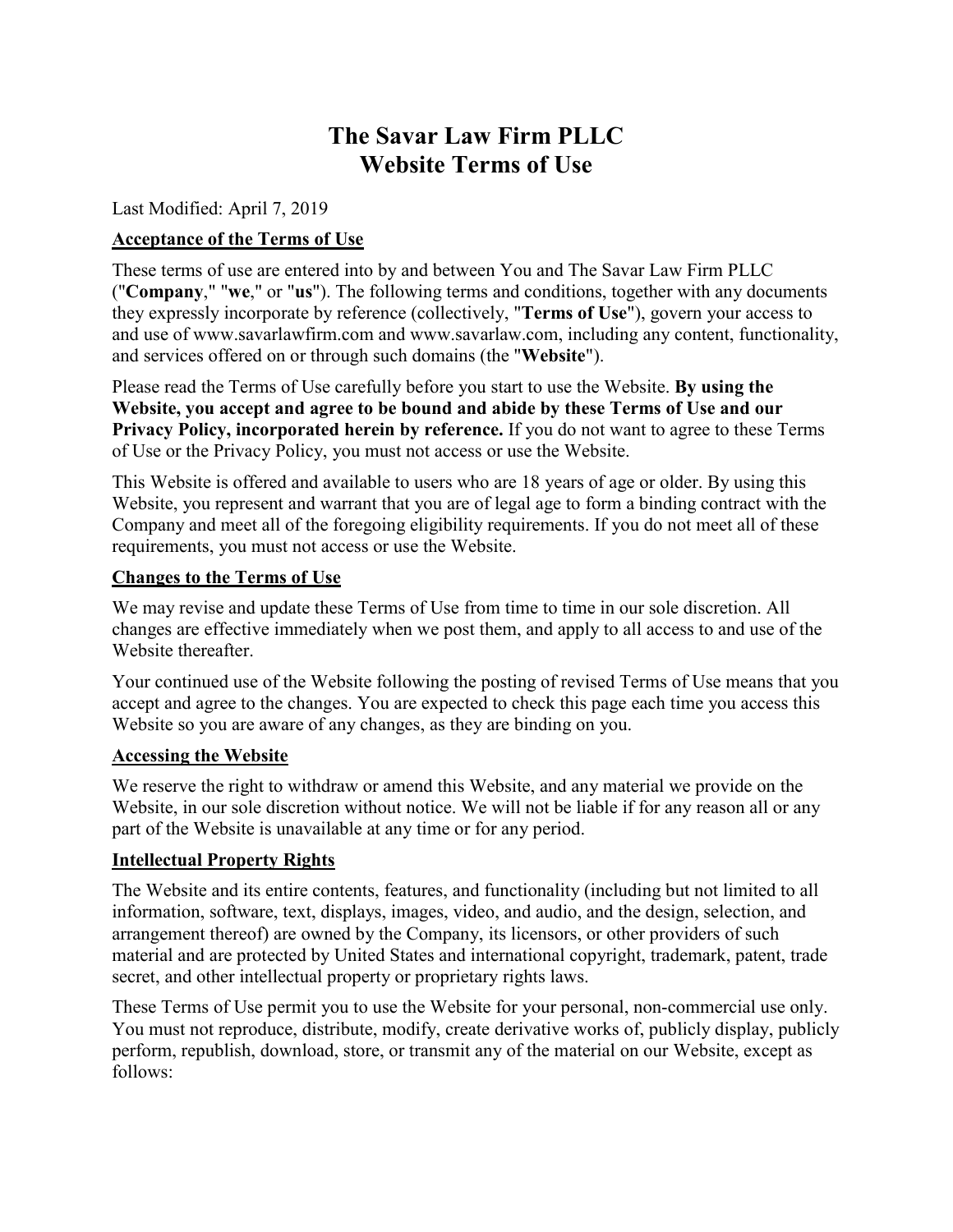# The Savar Law Firm PLLC
# Website Terms of Use

Last Modified: April 7, 2019

**Acceptance of the Terms of Use**

These terms of use are entered into by and between You and The Savar Law Firm PLLC ("**Company**," "**we**," or "**us**"). The following terms and conditions, together with any documents they expressly incorporate by reference (collectively, "**Terms of Use**"), govern your access to and use of www.savarlawfirm.com and www.savarlaw.com, including any content, functionality, and services offered on or through such domains (the "**Website**").

Please read the Terms of Use carefully before you start to use the Website. **By using the Website, you accept and agree to be bound and abide by these Terms of Use and our Privacy Policy, incorporated herein by reference.** If you do not want to agree to these Terms of Use or the Privacy Policy, you must not access or use the Website.

This Website is offered and available to users who are 18 years of age or older. By using this Website, you represent and warrant that you are of legal age to form a binding contract with the Company and meet all of the foregoing eligibility requirements. If you do not meet all of these requirements, you must not access or use the Website.

**Changes to the Terms of Use**

We may revise and update these Terms of Use from time to time in our sole discretion. All changes are effective immediately when we post them, and apply to all access to and use of the Website thereafter.

Your continued use of the Website following the posting of revised Terms of Use means that you accept and agree to the changes. You are expected to check this page each time you access this Website so you are aware of any changes, as they are binding on you.

**Accessing the Website**

We reserve the right to withdraw or amend this Website, and any material we provide on the Website, in our sole discretion without notice. We will not be liable if for any reason all or any part of the Website is unavailable at any time or for any period.

**Intellectual Property Rights**

The Website and its entire contents, features, and functionality (including but not limited to all information, software, text, displays, images, video, and audio, and the design, selection, and arrangement thereof) are owned by the Company, its licensors, or other providers of such material and are protected by United States and international copyright, trademark, patent, trade secret, and other intellectual property or proprietary rights laws.

These Terms of Use permit you to use the Website for your personal, non-commercial use only. You must not reproduce, distribute, modify, create derivative works of, publicly display, publicly perform, republish, download, store, or transmit any of the material on our Website, except as follows: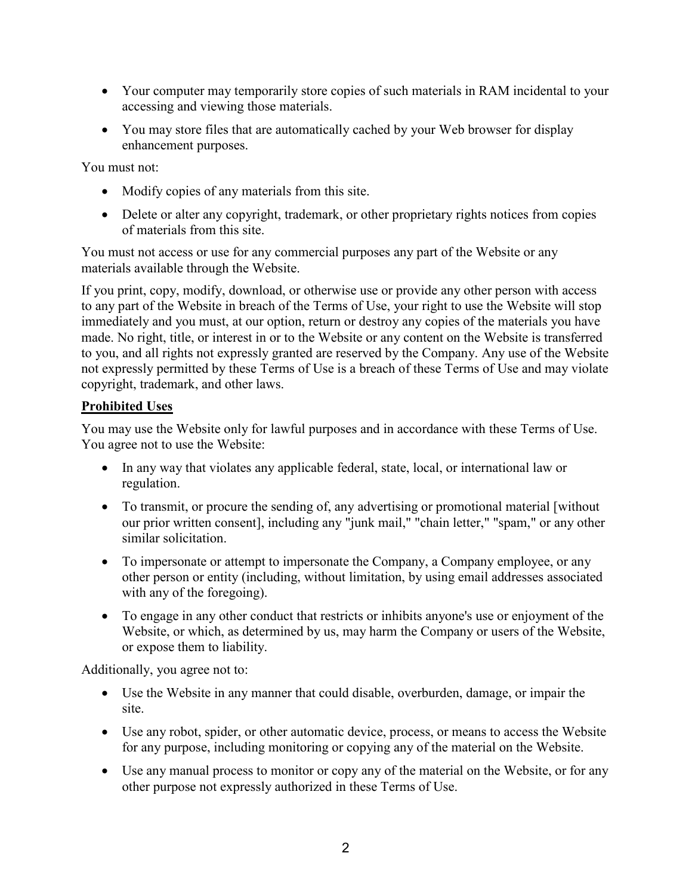- Your computer may temporarily store copies of such materials in RAM incidental to your accessing and viewing those materials.
- You may store files that are automatically cached by your Web browser for display enhancement purposes.

You must not:

- Modify copies of any materials from this site.
- Delete or alter any copyright, trademark, or other proprietary rights notices from copies of materials from this site.

You must not access or use for any commercial purposes any part of the Website or any materials available through the Website.

If you print, copy, modify, download, or otherwise use or provide any other person with access to any part of the Website in breach of the Terms of Use, your right to use the Website will stop immediately and you must, at our option, return or destroy any copies of the materials you have made. No right, title, or interest in or to the Website or any content on the Website is transferred to you, and all rights not expressly granted are reserved by the Company. Any use of the Website not expressly permitted by these Terms of Use is a breach of these Terms of Use and may violate copyright, trademark, and other laws.

**Prohibited Uses**

You may use the Website only for lawful purposes and in accordance with these Terms of Use. You agree not to use the Website:

- In any way that violates any applicable federal, state, local, or international law or regulation.
- To transmit, or procure the sending of, any advertising or promotional material [without our prior written consent], including any "junk mail," "chain letter," "spam," or any other similar solicitation.
- To impersonate or attempt to impersonate the Company, a Company employee, or any other person or entity (including, without limitation, by using email addresses associated with any of the foregoing).
- To engage in any other conduct that restricts or inhibits anyone's use or enjoyment of the Website, or which, as determined by us, may harm the Company or users of the Website, or expose them to liability.

Additionally, you agree not to:

- Use the Website in any manner that could disable, overburden, damage, or impair the site.
- Use any robot, spider, or other automatic device, process, or means to access the Website for any purpose, including monitoring or copying any of the material on the Website.
- Use any manual process to monitor or copy any of the material on the Website, or for any other purpose not expressly authorized in these Terms of Use.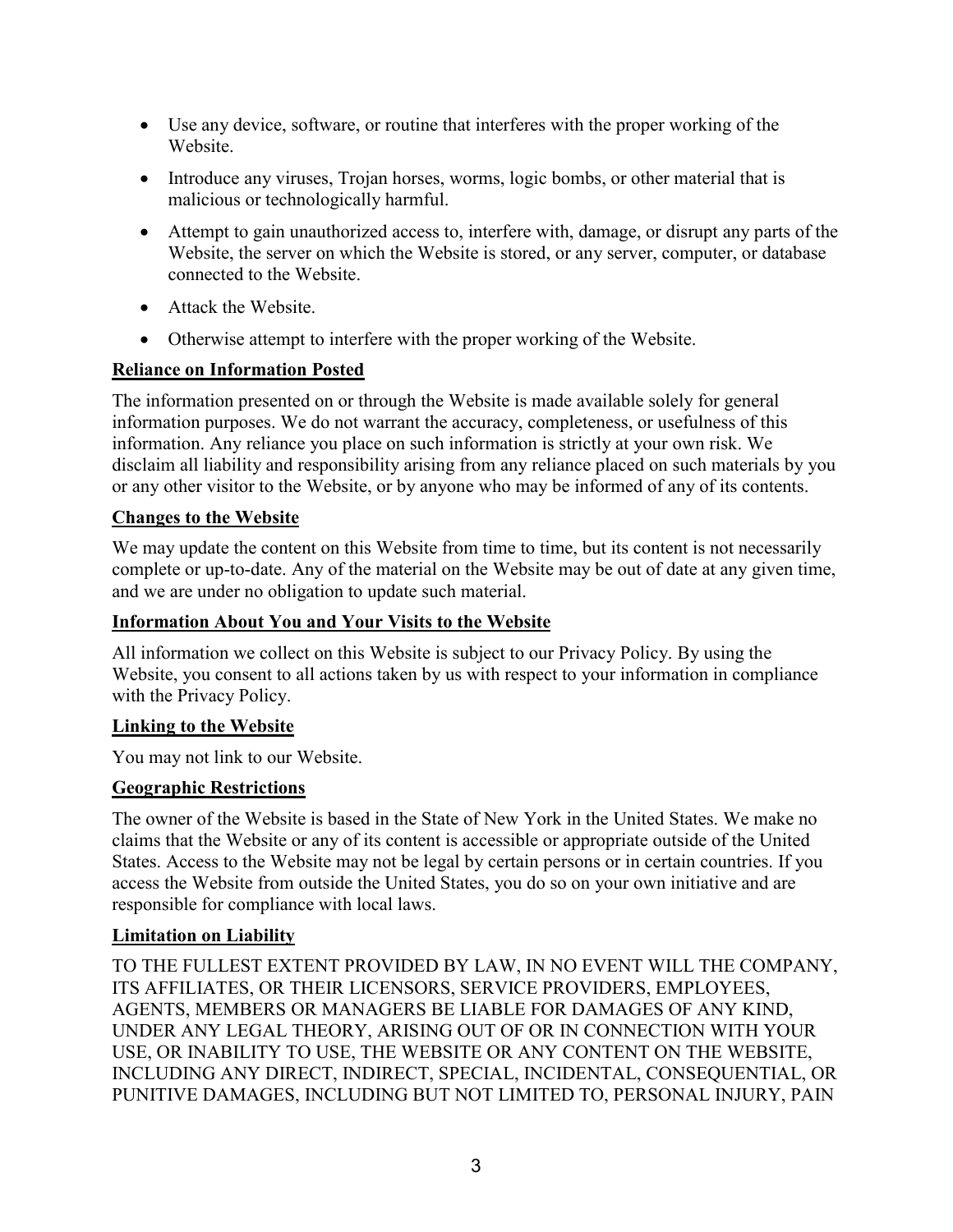- Use any device, software, or routine that interferes with the proper working of the Website.
- Introduce any viruses, Trojan horses, worms, logic bombs, or other material that is malicious or technologically harmful.
- Attempt to gain unauthorized access to, interfere with, damage, or disrupt any parts of the Website, the server on which the Website is stored, or any server, computer, or database connected to the Website.
- Attack the Website.
- Otherwise attempt to interfere with the proper working of the Website.

**Reliance on Information Posted**

The information presented on or through the Website is made available solely for general information purposes. We do not warrant the accuracy, completeness, or usefulness of this information. Any reliance you place on such information is strictly at your own risk. We disclaim all liability and responsibility arising from any reliance placed on such materials by you or any other visitor to the Website, or by anyone who may be informed of any of its contents.

**Changes to the Website**

We may update the content on this Website from time to time, but its content is not necessarily complete or up-to-date. Any of the material on the Website may be out of date at any given time, and we are under no obligation to update such material.

**Information About You and Your Visits to the Website**

All information we collect on this Website is subject to our Privacy Policy. By using the Website, you consent to all actions taken by us with respect to your information in compliance with the Privacy Policy.

**Linking to the Website**

You may not link to our Website.

**Geographic Restrictions**

The owner of the Website is based in the State of New York in the United States. We make no claims that the Website or any of its content is accessible or appropriate outside of the United States. Access to the Website may not be legal by certain persons or in certain countries. If you access the Website from outside the United States, you do so on your own initiative and are responsible for compliance with local laws.

**Limitation on Liability**

TO THE FULLEST EXTENT PROVIDED BY LAW, IN NO EVENT WILL THE COMPANY, ITS AFFILIATES, OR THEIR LICENSORS, SERVICE PROVIDERS, EMPLOYEES, AGENTS, MEMBERS OR MANAGERS BE LIABLE FOR DAMAGES OF ANY KIND, UNDER ANY LEGAL THEORY, ARISING OUT OF OR IN CONNECTION WITH YOUR USE, OR INABILITY TO USE, THE WEBSITE OR ANY CONTENT ON THE WEBSITE, INCLUDING ANY DIRECT, INDIRECT, SPECIAL, INCIDENTAL, CONSEQUENTIAL, OR PUNITIVE DAMAGES, INCLUDING BUT NOT LIMITED TO, PERSONAL INJURY, PAIN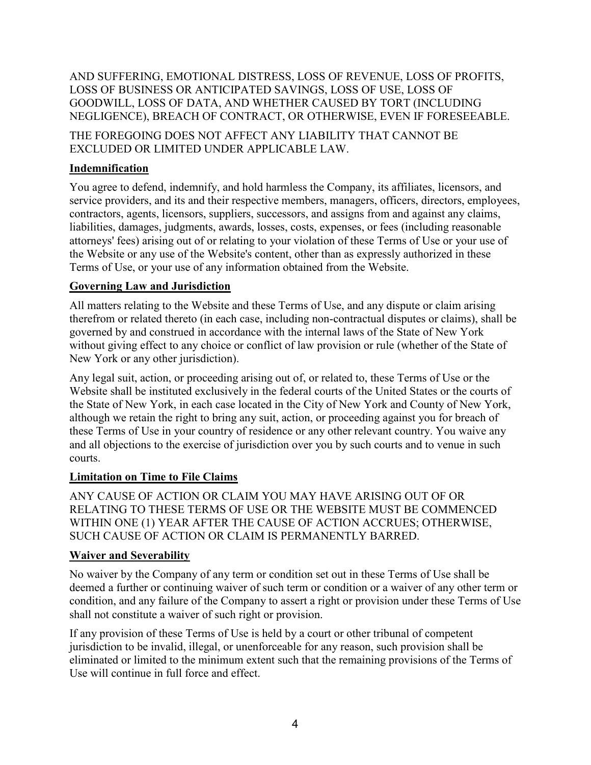AND SUFFERING, EMOTIONAL DISTRESS, LOSS OF REVENUE, LOSS OF PROFITS, LOSS OF BUSINESS OR ANTICIPATED SAVINGS, LOSS OF USE, LOSS OF GOODWILL, LOSS OF DATA, AND WHETHER CAUSED BY TORT (INCLUDING NEGLIGENCE), BREACH OF CONTRACT, OR OTHERWISE, EVEN IF FORESEEABLE.

THE FOREGOING DOES NOT AFFECT ANY LIABILITY THAT CANNOT BE EXCLUDED OR LIMITED UNDER APPLICABLE LAW.

## Indemnification

You agree to defend, indemnify, and hold harmless the Company, its affiliates, licensors, and service providers, and its and their respective members, managers, officers, directors, employees, contractors, agents, licensors, suppliers, successors, and assigns from and against any claims, liabilities, damages, judgments, awards, losses, costs, expenses, or fees (including reasonable attorneys' fees) arising out of or relating to your violation of these Terms of Use or your use of the Website or any use of the Website's content, other than as expressly authorized in these Terms of Use, or your use of any information obtained from the Website.

## Governing Law and Jurisdiction

All matters relating to the Website and these Terms of Use, and any dispute or claim arising therefrom or related thereto (in each case, including non-contractual disputes or claims), shall be governed by and construed in accordance with the internal laws of the State of New York without giving effect to any choice or conflict of law provision or rule (whether of the State of New York or any other jurisdiction).

Any legal suit, action, or proceeding arising out of, or related to, these Terms of Use or the Website shall be instituted exclusively in the federal courts of the United States or the courts of the State of New York, in each case located in the City of New York and County of New York, although we retain the right to bring any suit, action, or proceeding against you for breach of these Terms of Use in your country of residence or any other relevant country. You waive any and all objections to the exercise of jurisdiction over you by such courts and to venue in such courts.

## Limitation on Time to File Claims

ANY CAUSE OF ACTION OR CLAIM YOU MAY HAVE ARISING OUT OF OR RELATING TO THESE TERMS OF USE OR THE WEBSITE MUST BE COMMENCED WITHIN ONE (1) YEAR AFTER THE CAUSE OF ACTION ACCRUES; OTHERWISE, SUCH CAUSE OF ACTION OR CLAIM IS PERMANENTLY BARRED.

## Waiver and Severability

No waiver by the Company of any term or condition set out in these Terms of Use shall be deemed a further or continuing waiver of such term or condition or a waiver of any other term or condition, and any failure of the Company to assert a right or provision under these Terms of Use shall not constitute a waiver of such right or provision.

If any provision of these Terms of Use is held by a court or other tribunal of competent jurisdiction to be invalid, illegal, or unenforceable for any reason, such provision shall be eliminated or limited to the minimum extent such that the remaining provisions of the Terms of Use will continue in full force and effect.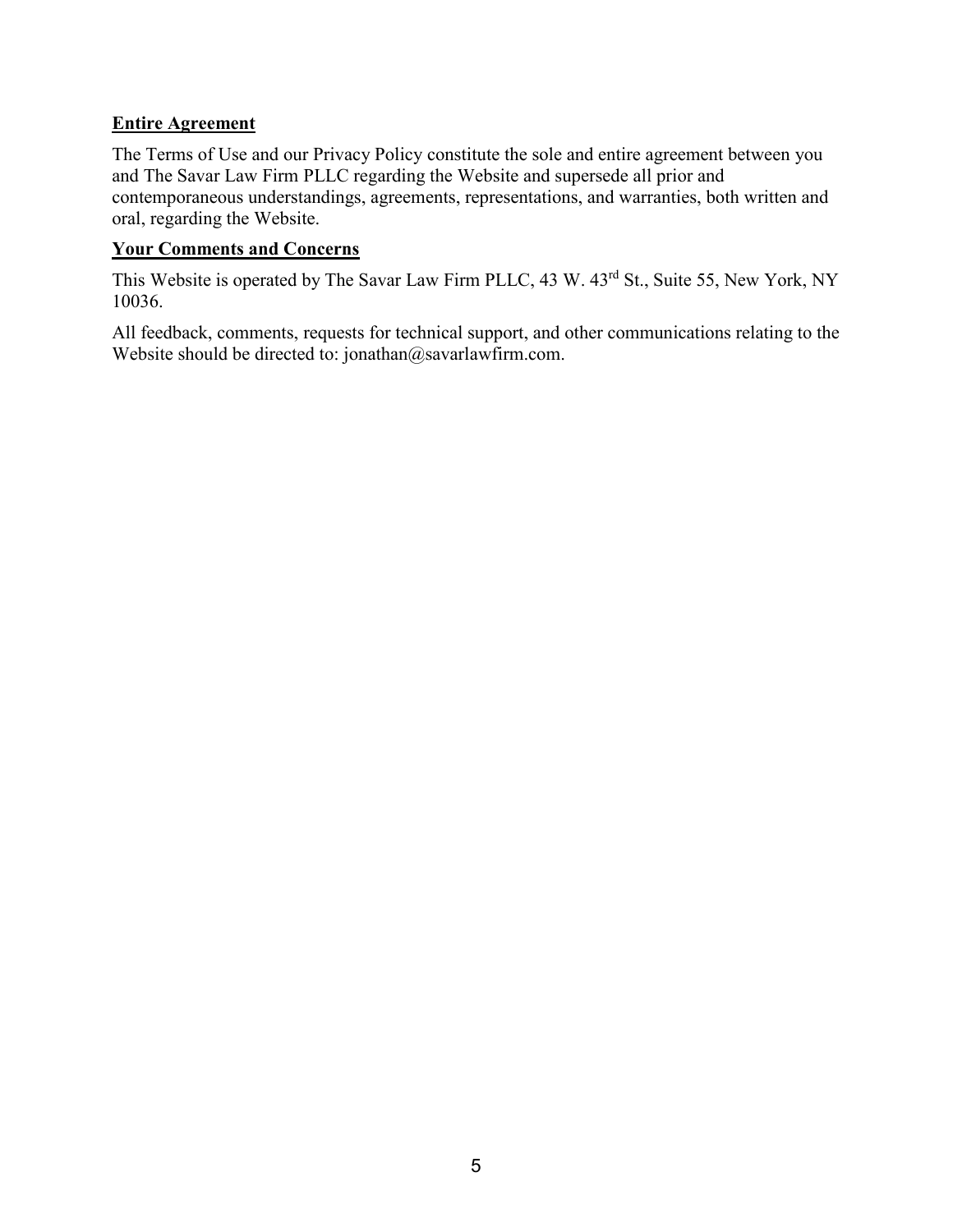**Entire Agreement**

The Terms of Use and our Privacy Policy constitute the sole and entire agreement between you and The Savar Law Firm PLLC regarding the Website and supersede all prior and contemporaneous understandings, agreements, representations, and warranties, both written and oral, regarding the Website.

**Your Comments and Concerns**

This Website is operated by The Savar Law Firm PLLC, 43 W. 43rd St., Suite 55, New York, NY 10036.

All feedback, comments, requests for technical support, and other communications relating to the Website should be directed to: jonathan@savarlawfirm.com.